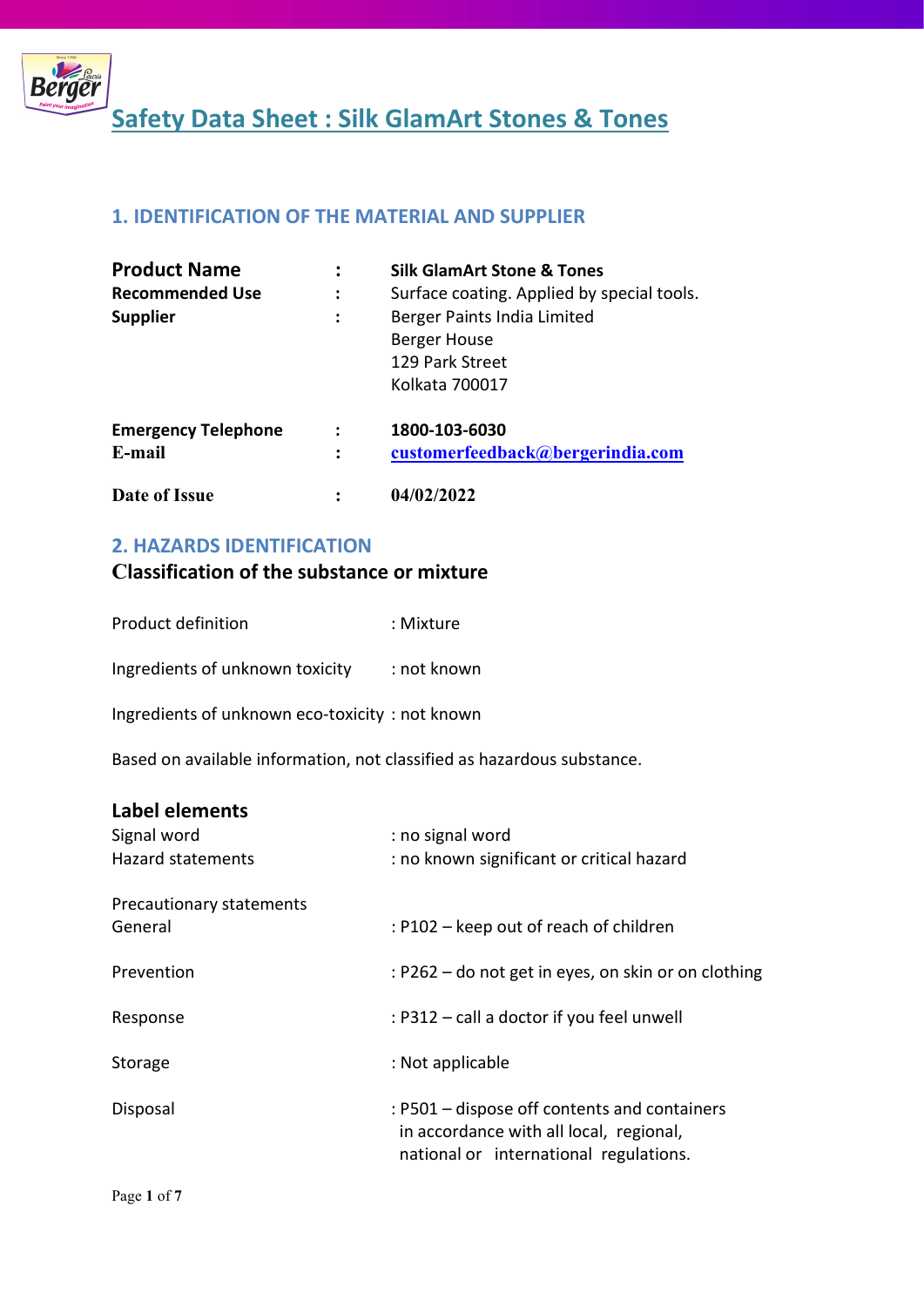# Safety Data Sheet : Silk GlamArt Stones & Tones

## 1. IDENTIFICATION OF THE MATERIAL AND SUPPLIER

| | | |
|---|---|---|
| **Product Name** | : | **Silk GlamArt Stone & Tones** |
| **Recommended Use** | : | Surface coating. Applied by special tools. |
| **Supplier** | : | Berger Paints India Limited<br>Berger House<br>129 Park Street<br>Kolkata 700017 |
| **Emergency Telephone** | : | **1800-103-6030** |
| **E-mail** | : | **customerfeedback@bergerindia.com** |
| **Date of Issue** | : | **04/02/2022** |

## 2. HAZARDS IDENTIFICATION

### Classification of the substance or mixture

Product definition : Mixture

Ingredients of unknown toxicity : not known

Ingredients of unknown eco-toxicity : not known

Based on available information, not classified as hazardous substance.

### Label elements

Signal word : no signal word

Hazard statements : no known significant or critical hazard

Precautionary statements

General : P102 – keep out of reach of children

Prevention : P262 – do not get in eyes, on skin or on clothing

Response : P312 – call a doctor if you feel unwell

Storage : Not applicable

Disposal : P501 – dispose off contents and containers in accordance with all local, regional, national or international regulations.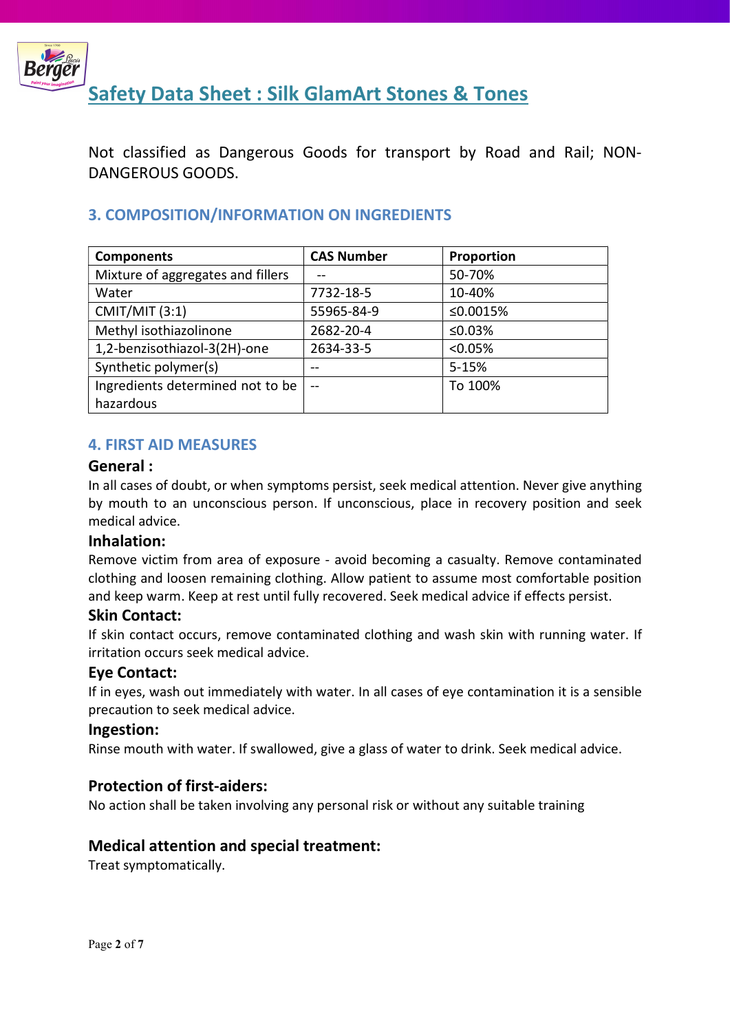Not classified as Dangerous Goods for transport by Road and Rail; NON-DANGEROUS GOODS.

## 3. COMPOSITION/INFORMATION ON INGREDIENTS

| Components | CAS Number | Proportion |
|---|---|---|
| Mixture of aggregates and fillers | -- | 50-70% |
| Water | 7732-18-5 | 10-40% |
| CMIT/MIT (3:1) | 55965-84-9 | ≤0.0015% |
| Methyl isothiazolinone | 2682-20-4 | ≤0.03% |
| 1,2-benzisothiazol-3(2H)-one | 2634-33-5 | <0.05% |
| Synthetic polymer(s) | -- | 5-15% |
| Ingredients determined not to be hazardous | -- | To 100% |

## 4. FIRST AID MEASURES

### General :

In all cases of doubt, or when symptoms persist, seek medical attention. Never give anything by mouth to an unconscious person. If unconscious, place in recovery position and seek medical advice.

### Inhalation:

Remove victim from area of exposure - avoid becoming a casualty. Remove contaminated clothing and loosen remaining clothing. Allow patient to assume most comfortable position and keep warm. Keep at rest until fully recovered. Seek medical advice if effects persist.

### Skin Contact:

If skin contact occurs, remove contaminated clothing and wash skin with running water. If irritation occurs seek medical advice.

### Eye Contact:

If in eyes, wash out immediately with water. In all cases of eye contamination it is a sensible precaution to seek medical advice.

### Ingestion:

Rinse mouth with water. If swallowed, give a glass of water to drink. Seek medical advice.

### Protection of first-aiders:

No action shall be taken involving any personal risk or without any suitable training

### Medical attention and special treatment:

Treat symptomatically.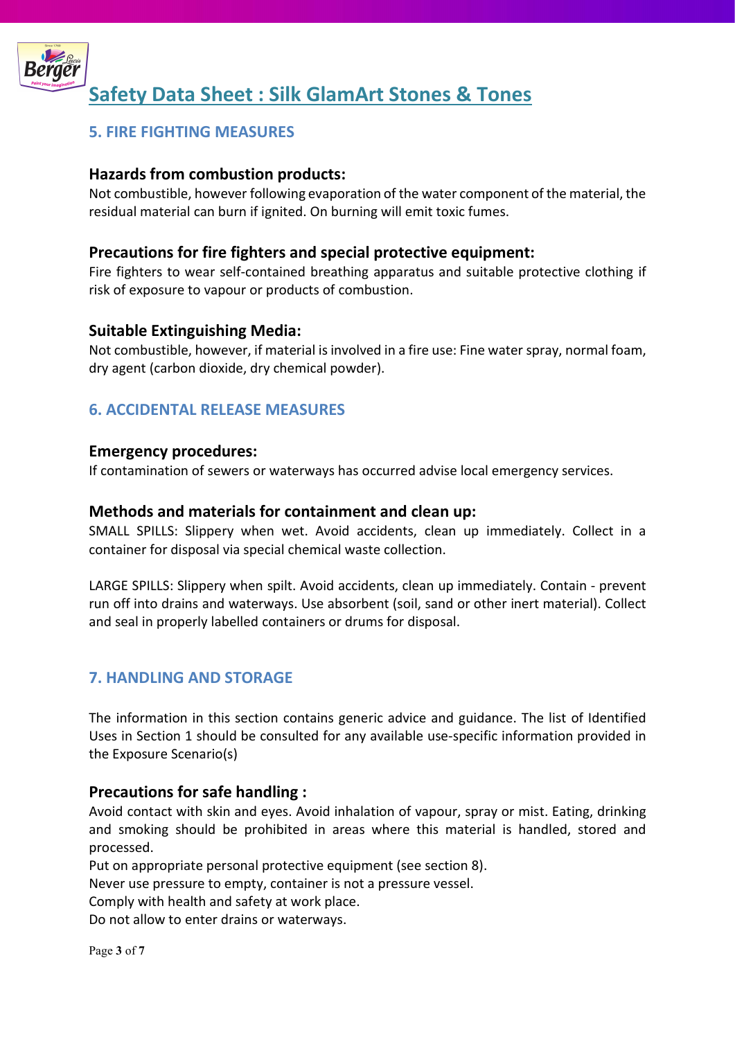# Safety Data Sheet : Silk GlamArt Stones & Tones

## 5. FIRE FIGHTING MEASURES

### Hazards from combustion products:

Not combustible, however following evaporation of the water component of the material, the residual material can burn if ignited. On burning will emit toxic fumes.

### Precautions for fire fighters and special protective equipment:

Fire fighters to wear self-contained breathing apparatus and suitable protective clothing if risk of exposure to vapour or products of combustion.

### Suitable Extinguishing Media:

Not combustible, however, if material is involved in a fire use: Fine water spray, normal foam, dry agent (carbon dioxide, dry chemical powder).

## 6. ACCIDENTAL RELEASE MEASURES

### Emergency procedures:

If contamination of sewers or waterways has occurred advise local emergency services.

### Methods and materials for containment and clean up:

SMALL SPILLS: Slippery when wet. Avoid accidents, clean up immediately. Collect in a container for disposal via special chemical waste collection.

LARGE SPILLS: Slippery when spilt. Avoid accidents, clean up immediately. Contain - prevent run off into drains and waterways. Use absorbent (soil, sand or other inert material). Collect and seal in properly labelled containers or drums for disposal.

## 7. HANDLING AND STORAGE

The information in this section contains generic advice and guidance. The list of Identified Uses in Section 1 should be consulted for any available use-specific information provided in the Exposure Scenario(s)

### Precautions for safe handling :

Avoid contact with skin and eyes. Avoid inhalation of vapour, spray or mist. Eating, drinking and smoking should be prohibited in areas where this material is handled, stored and processed.
Put on appropriate personal protective equipment (see section 8).
Never use pressure to empty, container is not a pressure vessel.
Comply with health and safety at work place.
Do not allow to enter drains or waterways.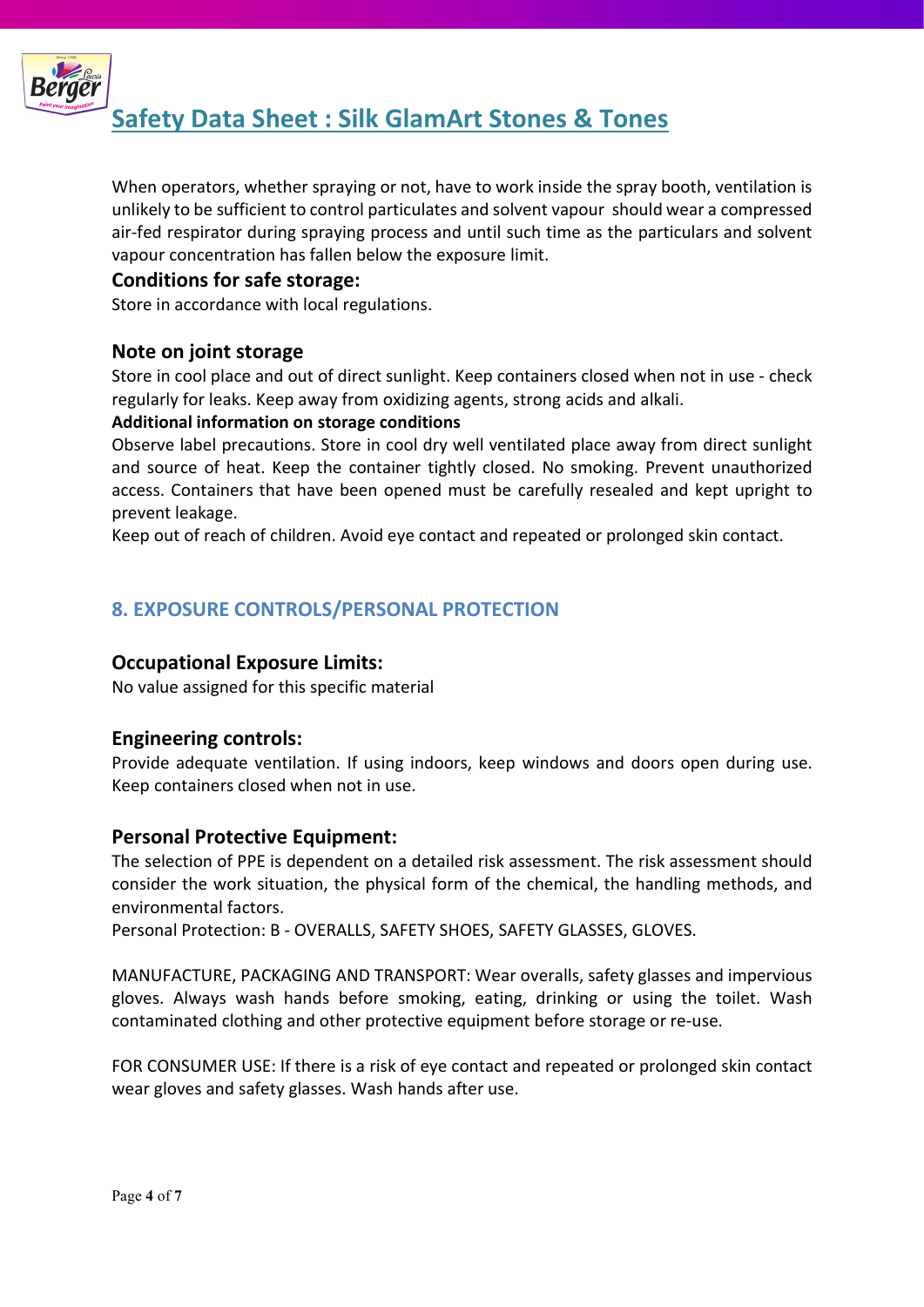When operators, whether spraying or not, have to work inside the spray booth, ventilation is unlikely to be sufficient to control particulates and solvent vapour should wear a compressed air-fed respirator during spraying process and until such time as the particulars and solvent vapour concentration has fallen below the exposure limit.

### Conditions for safe storage:

Store in accordance with local regulations.

### Note on joint storage

Store in cool place and out of direct sunlight. Keep containers closed when not in use - check regularly for leaks. Keep away from oxidizing agents, strong acids and alkali.

**Additional information on storage conditions**

Observe label precautions. Store in cool dry well ventilated place away from direct sunlight and source of heat. Keep the container tightly closed. No smoking. Prevent unauthorized access. Containers that have been opened must be carefully resealed and kept upright to prevent leakage.

Keep out of reach of children. Avoid eye contact and repeated or prolonged skin contact.

## 8. EXPOSURE CONTROLS/PERSONAL PROTECTION

### Occupational Exposure Limits:

No value assigned for this specific material

### Engineering controls:

Provide adequate ventilation. If using indoors, keep windows and doors open during use. Keep containers closed when not in use.

### Personal Protective Equipment:

The selection of PPE is dependent on a detailed risk assessment. The risk assessment should consider the work situation, the physical form of the chemical, the handling methods, and environmental factors.

Personal Protection: B - OVERALLS, SAFETY SHOES, SAFETY GLASSES, GLOVES.

MANUFACTURE, PACKAGING AND TRANSPORT: Wear overalls, safety glasses and impervious gloves. Always wash hands before smoking, eating, drinking or using the toilet. Wash contaminated clothing and other protective equipment before storage or re-use.

FOR CONSUMER USE: If there is a risk of eye contact and repeated or prolonged skin contact wear gloves and safety glasses. Wash hands after use.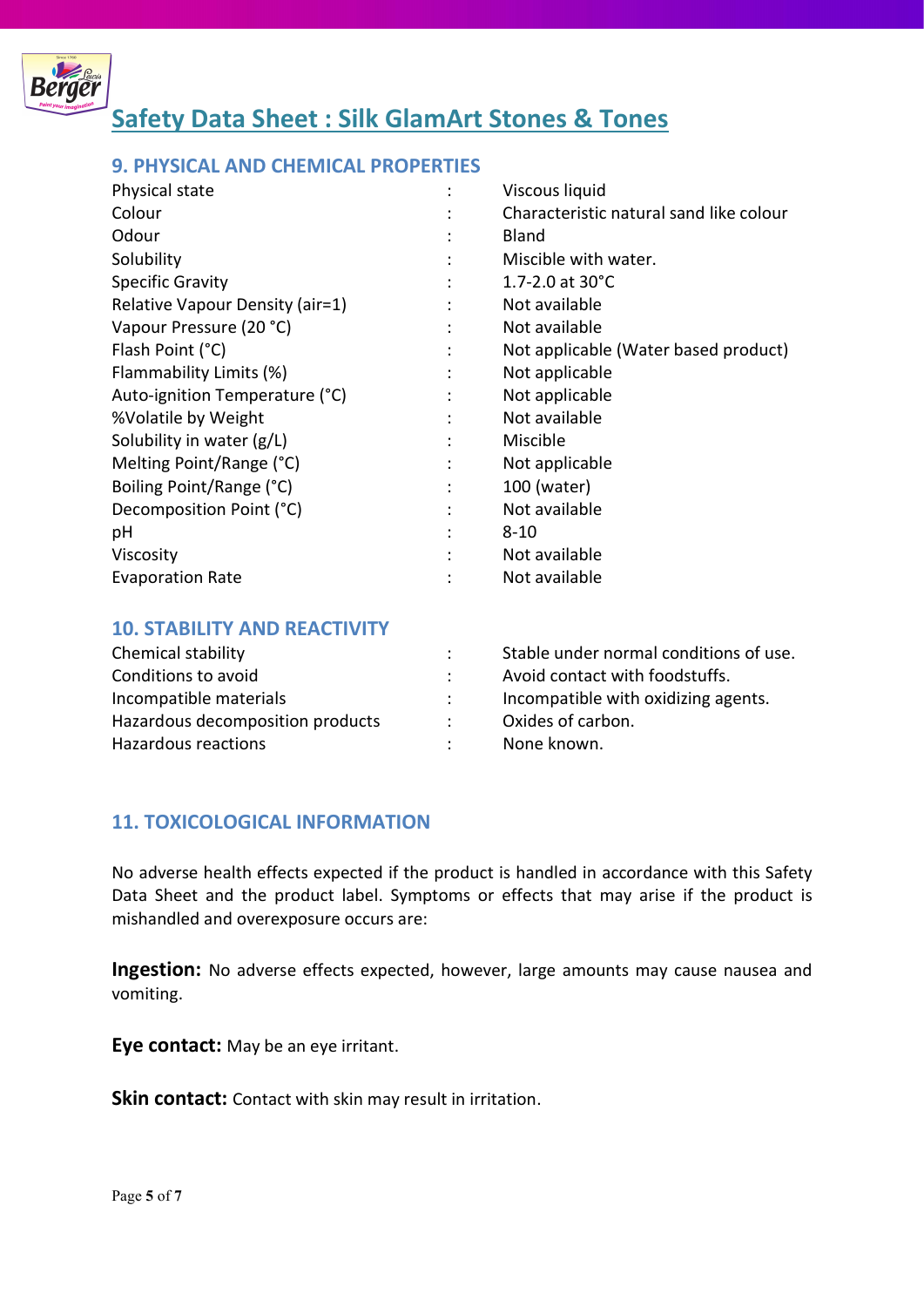## 9. PHYSICAL AND CHEMICAL PROPERTIES

| Property | | Value |
|---|---|---|
| Physical state | : | Viscous liquid |
| Colour | : | Characteristic natural sand like colour |
| Odour | : | Bland |
| Solubility | : | Miscible with water. |
| Specific Gravity | : | 1.7-2.0 at 30°C |
| Relative Vapour Density (air=1) | : | Not available |
| Vapour Pressure (20 °C) | : | Not available |
| Flash Point (°C) | : | Not applicable (Water based product) |
| Flammability Limits (%) | : | Not applicable |
| Auto-ignition Temperature (°C) | : | Not applicable |
| %Volatile by Weight | : | Not available |
| Solubility in water (g/L) | : | Miscible |
| Melting Point/Range (°C) | : | Not applicable |
| Boiling Point/Range (°C) | : | 100 (water) |
| Decomposition Point (°C) | : | Not available |
| pH | : | 8-10 |
| Viscosity | : | Not available |
| Evaporation Rate | : | Not available |

## 10. STABILITY AND REACTIVITY

| Property | | Value |
|---|---|---|
| Chemical stability | : | Stable under normal conditions of use. |
| Conditions to avoid | : | Avoid contact with foodstuffs. |
| Incompatible materials | : | Incompatible with oxidizing agents. |
| Hazardous decomposition products | : | Oxides of carbon. |
| Hazardous reactions | : | None known. |

## 11. TOXICOLOGICAL INFORMATION

No adverse health effects expected if the product is handled in accordance with this Safety Data Sheet and the product label. Symptoms or effects that may arise if the product is mishandled and overexposure occurs are:

**Ingestion:** No adverse effects expected, however, large amounts may cause nausea and vomiting.

**Eye contact:** May be an eye irritant.

**Skin contact:** Contact with skin may result in irritation.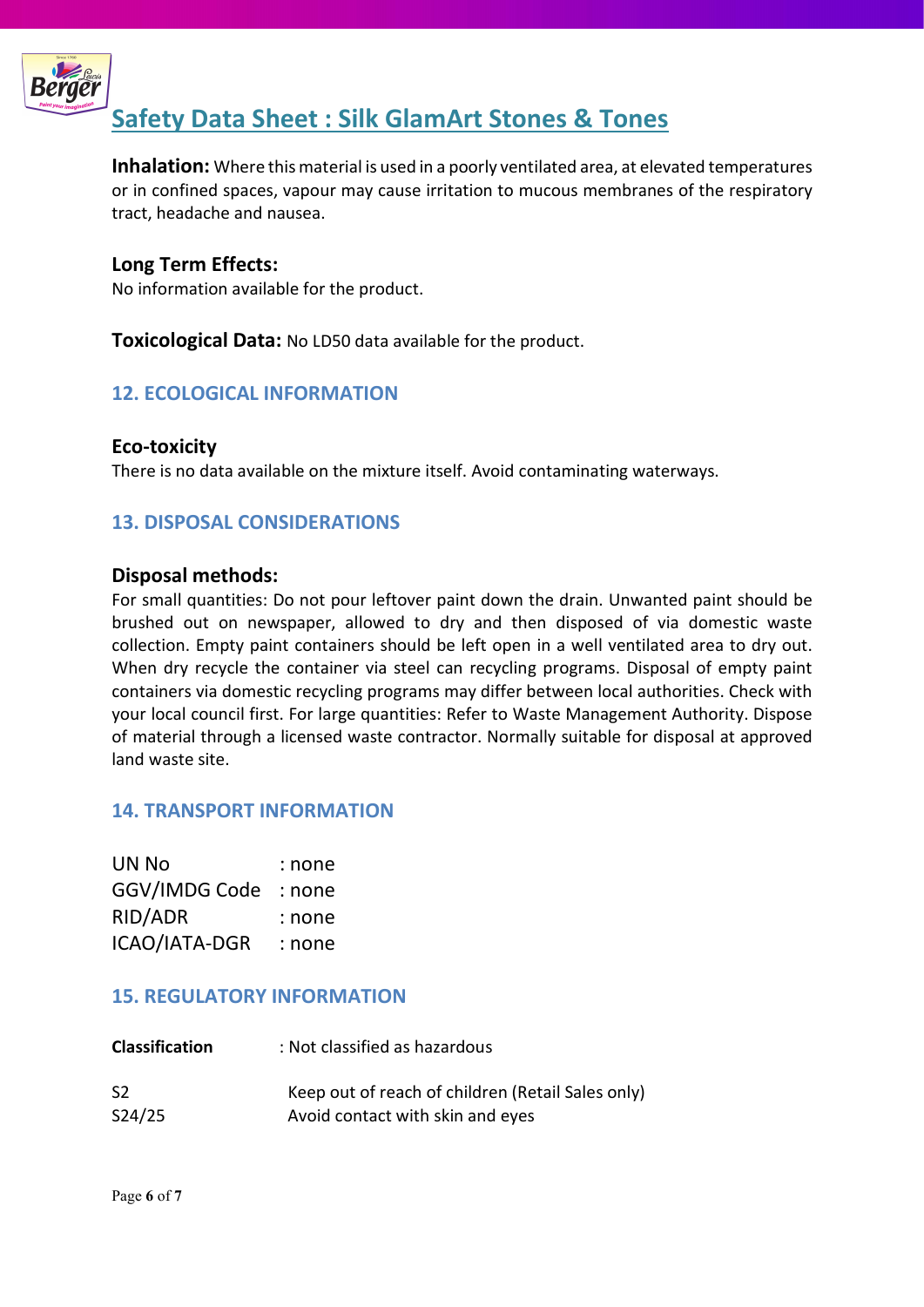**Inhalation:** Where this material is used in a poorly ventilated area, at elevated temperatures or in confined spaces, vapour may cause irritation to mucous membranes of the respiratory tract, headache and nausea.

**Long Term Effects:**
No information available for the product.

**Toxicological Data:** No LD50 data available for the product.

## 12. ECOLOGICAL INFORMATION

**Eco-toxicity**
There is no data available on the mixture itself. Avoid contaminating waterways.

## 13. DISPOSAL CONSIDERATIONS

**Disposal methods:**
For small quantities: Do not pour leftover paint down the drain. Unwanted paint should be brushed out on newspaper, allowed to dry and then disposed of via domestic waste collection. Empty paint containers should be left open in a well ventilated area to dry out. When dry recycle the container via steel can recycling programs. Disposal of empty paint containers via domestic recycling programs may differ between local authorities. Check with your local council first. For large quantities: Refer to Waste Management Authority. Dispose of material through a licensed waste contractor. Normally suitable for disposal at approved land waste site.

## 14. TRANSPORT INFORMATION

| | |
|---|---|
| UN No | : none |
| GGV/IMDG Code | : none |
| RID/ADR | : none |
| ICAO/IATA-DGR | : none |

## 15. REGULATORY INFORMATION

**Classification** : Not classified as hazardous

| | |
|---|---|
| S2 | Keep out of reach of children (Retail Sales only) |
| S24/25 | Avoid contact with skin and eyes |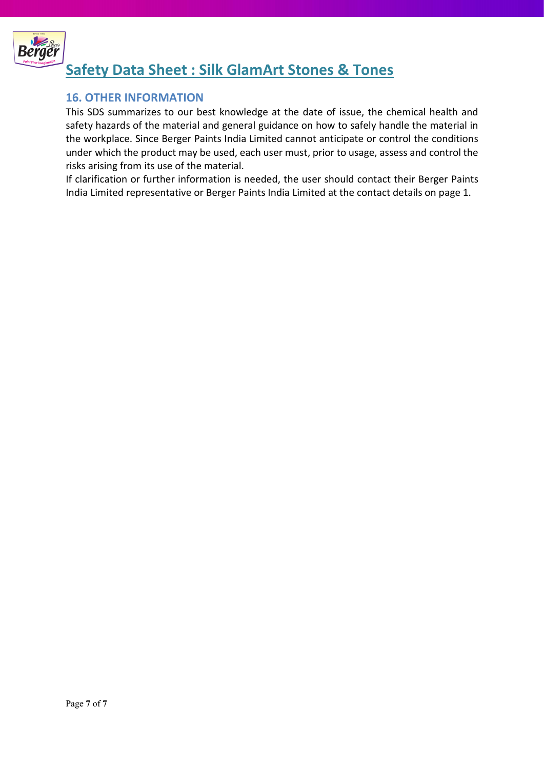## 16. OTHER INFORMATION

This SDS summarizes to our best knowledge at the date of issue, the chemical health and safety hazards of the material and general guidance on how to safely handle the material in the workplace. Since Berger Paints India Limited cannot anticipate or control the conditions under which the product may be used, each user must, prior to usage, assess and control the risks arising from its use of the material.

If clarification or further information is needed, the user should contact their Berger Paints India Limited representative or Berger Paints India Limited at the contact details on page 1.